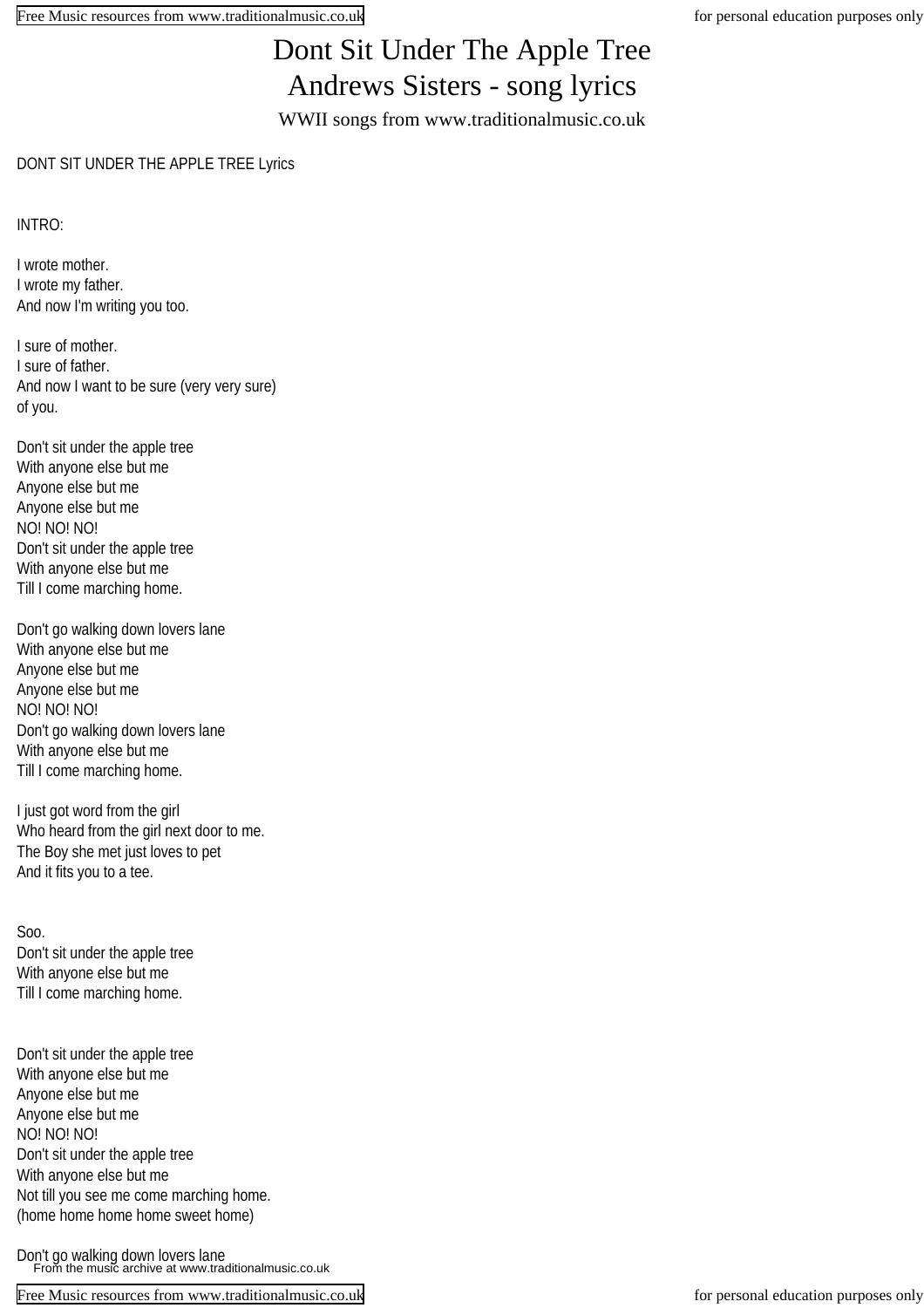# Dont Sit Under The Apple Tree
## Andrews Sisters - song lyrics

WWII songs from www.traditionalmusic.co.uk

DONT SIT UNDER THE APPLE TREE Lyrics

INTRO:

I wrote mother.
I wrote my father.
And now I'm writing you too.

I sure of mother.
I sure of father.
And now I want to be sure (very very sure)
of you.

Don't sit under the apple tree
With anyone else but me
Anyone else but me
Anyone else but me
NO! NO! NO!
Don't sit under the apple tree
With anyone else but me
Till I come marching home.

Don't go walking down lovers lane
With anyone else but me
Anyone else but me
Anyone else but me
NO! NO! NO!
Don't go walking down lovers lane
With anyone else but me
Till I come marching home.

I just got word from the girl
Who heard from the girl next door to me.
The Boy she met just loves to pet
And it fits you to a tee.

Soo.
Don't sit under the apple tree
With anyone else but me
Till I come marching home.

Don't sit under the apple tree
With anyone else but me
Anyone else but me
Anyone else but me
NO! NO! NO!
Don't sit under the apple tree
With anyone else but me
Not till you see me come marching home.
(home home home home sweet home)

Don't go walking down lovers lane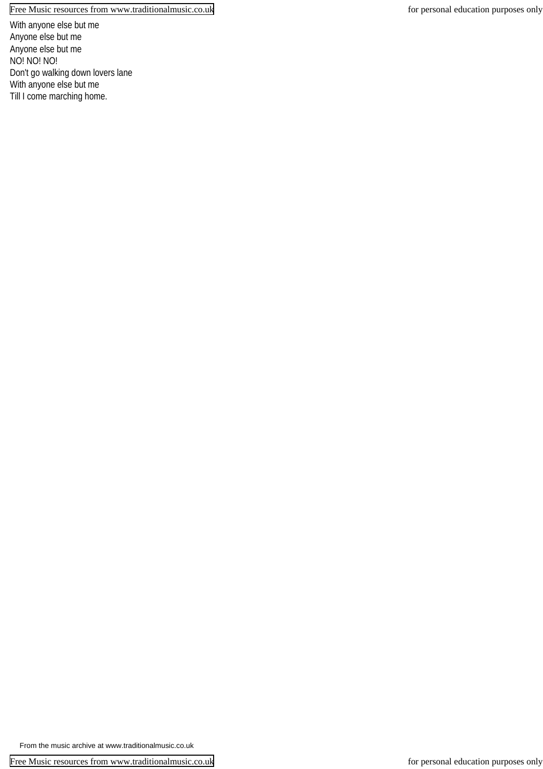With anyone else but me
Anyone else but me
Anyone else but me
NO! NO! NO!
Don't go walking down lovers lane
With anyone else but me
Till I come marching home.

From the music archive at www.traditionalmusic.co.uk